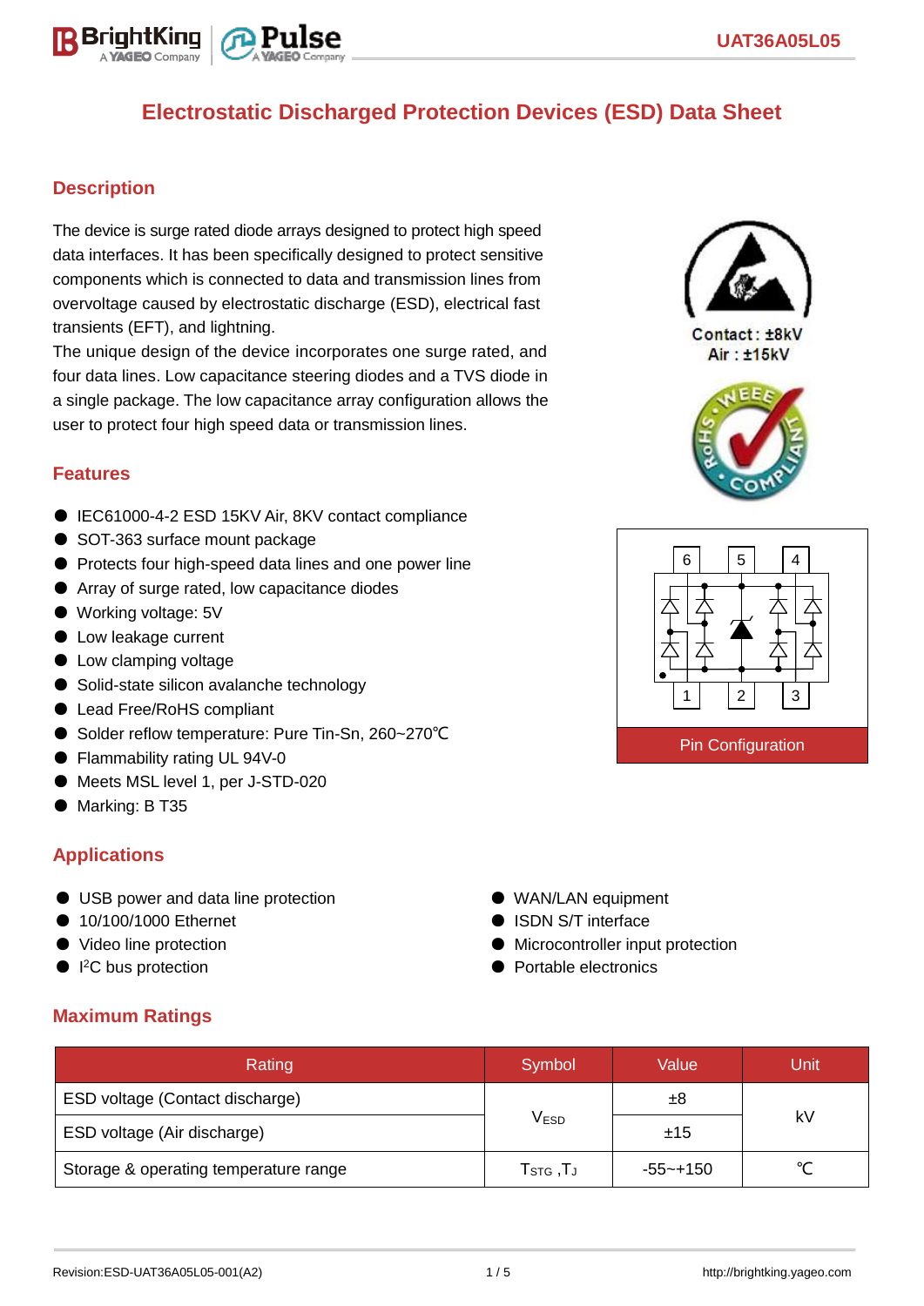# Electrostatic Discharged Protection Devices (ESD) Data Sheet

## Description

The device is surge rated diode arrays designed to protect high speed data interfaces. It has been specifically designed to protect sensitive components which is connected to data and transmission lines from overvoltage caused by electrostatic discharge (ESD), electrical fast transients (EFT), and lightning.
The unique design of the device incorporates one surge rated, and four data lines. Low capacitance steering diodes and a TVS diode in a single package. The low capacitance array configuration allows the user to protect four high speed data or transmission lines.

Contact : ±8kV
Air : ±15kV

## Features

- IEC61000-4-2 ESD 15KV Air, 8KV contact compliance
- SOT-363 surface mount package
- Protects four high-speed data lines and one power line
- Array of surge rated, low capacitance diodes
- Working voltage: 5V
- Low leakage current
- Low clamping voltage
- Solid-state silicon avalanche technology
- Lead Free/RoHS compliant
- Solder reflow temperature: Pure Tin-Sn, 260~270℃
- Flammability rating UL 94V-0
- Meets MSL level 1, per J-STD-020
- Marking: B T35

Pin Configuration

## Applications

- USB power and data line protection
- 10/100/1000 Ethernet
- Video line protection
- I²C bus protection
- WAN/LAN equipment
- ISDN S/T interface
- Microcontroller input protection
- Portable electronics

## Maximum Ratings

| Rating | Symbol | Value | Unit |
|---|---|---|---|
| ESD voltage (Contact discharge) | $V_{ESD}$ | ±8 | kV |
| ESD voltage (Air discharge) | | ±15 | |
| Storage & operating temperature range | $T_{STG}$ ,$T_J$ | -55~+150 | ℃ |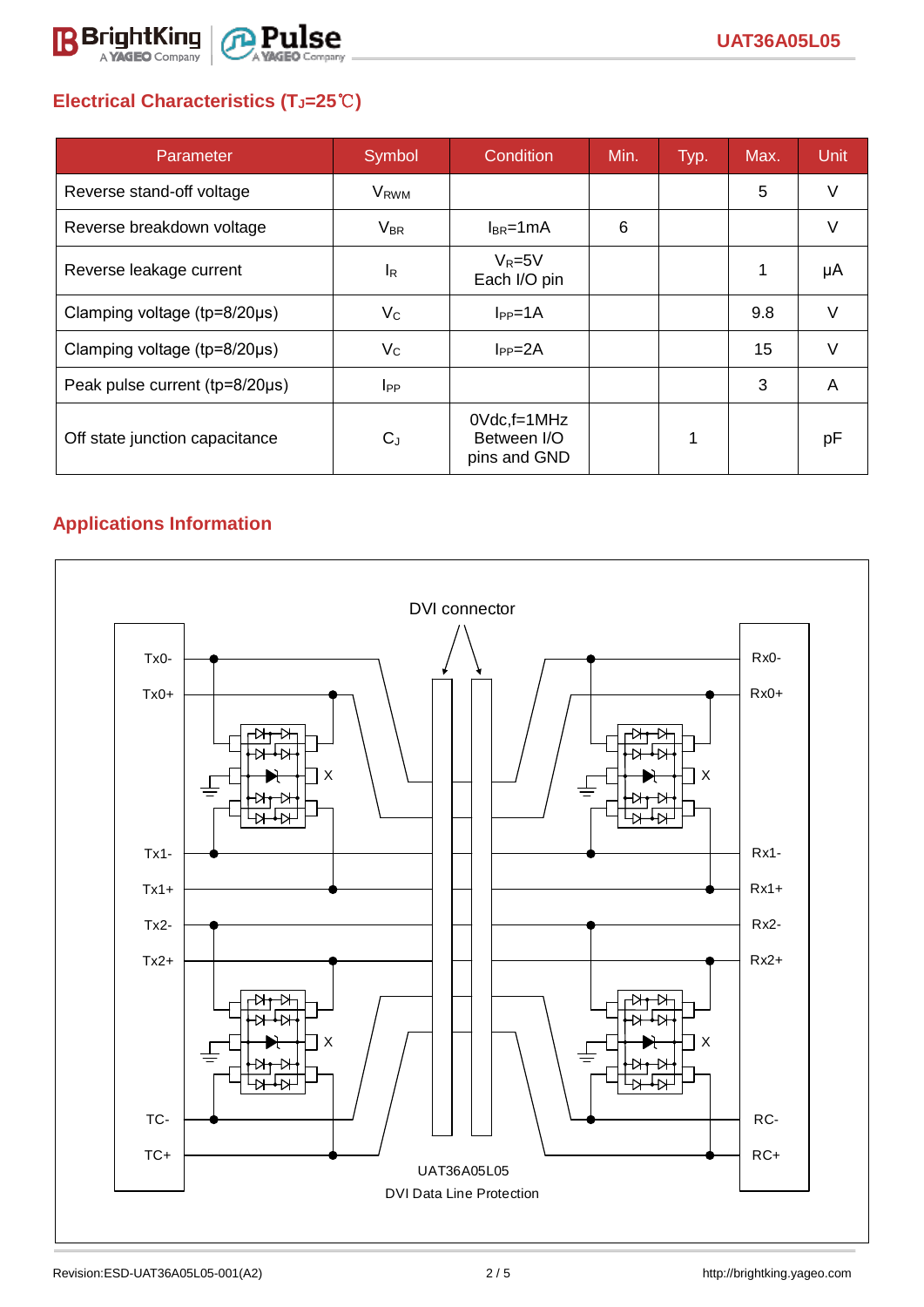## Electrical Characteristics ($T_J$=25℃)

| Parameter | Symbol | Condition | Min. | Typ. | Max. | Unit |
|---|---|---|---|---|---|---|
| Reverse stand-off voltage | $V_{RWM}$ | | | | 5 | V |
| Reverse breakdown voltage | $V_{BR}$ | $I_{BR}$=1mA | 6 | | | V |
| Reverse leakage current | $I_R$ | $V_R$=5V Each I/O pin | | | 1 | μA |
| Clamping voltage (tp=8/20μs) | $V_C$ | $I_{PP}$=1A | | | 9.8 | V |
| Clamping voltage (tp=8/20μs) | $V_C$ | $I_{PP}$=2A | | | 15 | V |
| Peak pulse current (tp=8/20μs) | $I_{PP}$ | | | | 3 | A |
| Off state junction capacitance | $C_J$ | 0Vdc,f=1MHz Between I/O pins and GND | | 1 | | pF |

## Applications Information

DVI connector

Tx0-, Tx0+, Tx1-, Tx1+, Tx2-, Tx2+, TC-, TC+

Rx0-, Rx0+, Rx1-, Rx1+, Rx2-, Rx2+, RC-, RC+

UAT36A05L05

DVI Data Line Protection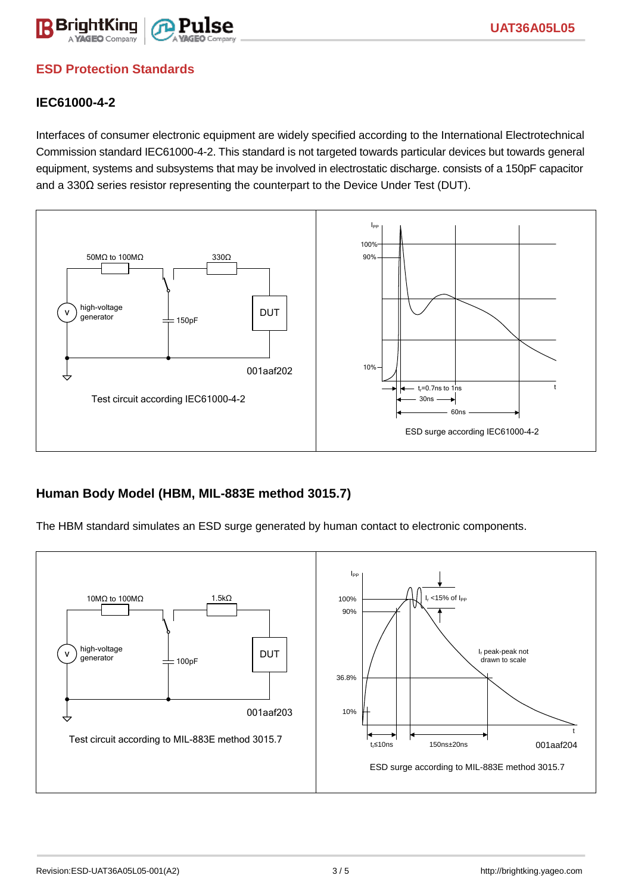## ESD Protection Standards

### IEC61000-4-2

Interfaces of consumer electronic equipment are widely specified according to the International Electrotechnical Commission standard IEC61000-4-2. This standard is not targeted towards particular devices but towards general equipment, systems and subsystems that may be involved in electrostatic discharge. consists of a 150pF capacitor and a 330Ω series resistor representing the counterpart to the Device Under Test (DUT).

50MΩ to 100MΩ　330Ω　high-voltage generator　150pF　DUT　001aaf202

Test circuit according IEC61000-4-2

$I_{PP}$　100%　90%　10%　$t_r$=0.7ns to 1ns　30ns　60ns　t

ESD surge according IEC61000-4-2

### Human Body Model (HBM, MIL-883E method 3015.7)

The HBM standard simulates an ESD surge generated by human contact to electronic components.

10MΩ to 100MΩ　1.5kΩ　high-voltage generator　100pF　DUT　001aaf203

Test circuit according to MIL-883E method 3015.7

$I_{PP}$　100%　90%　36.8%　10%　$I_r$ <15% of $I_{PP}$　$I_r$ peak-peak not drawn to scale　$t_r$≤10ns　150ns±20ns　t　001aaf204

ESD surge according to MIL-883E method 3015.7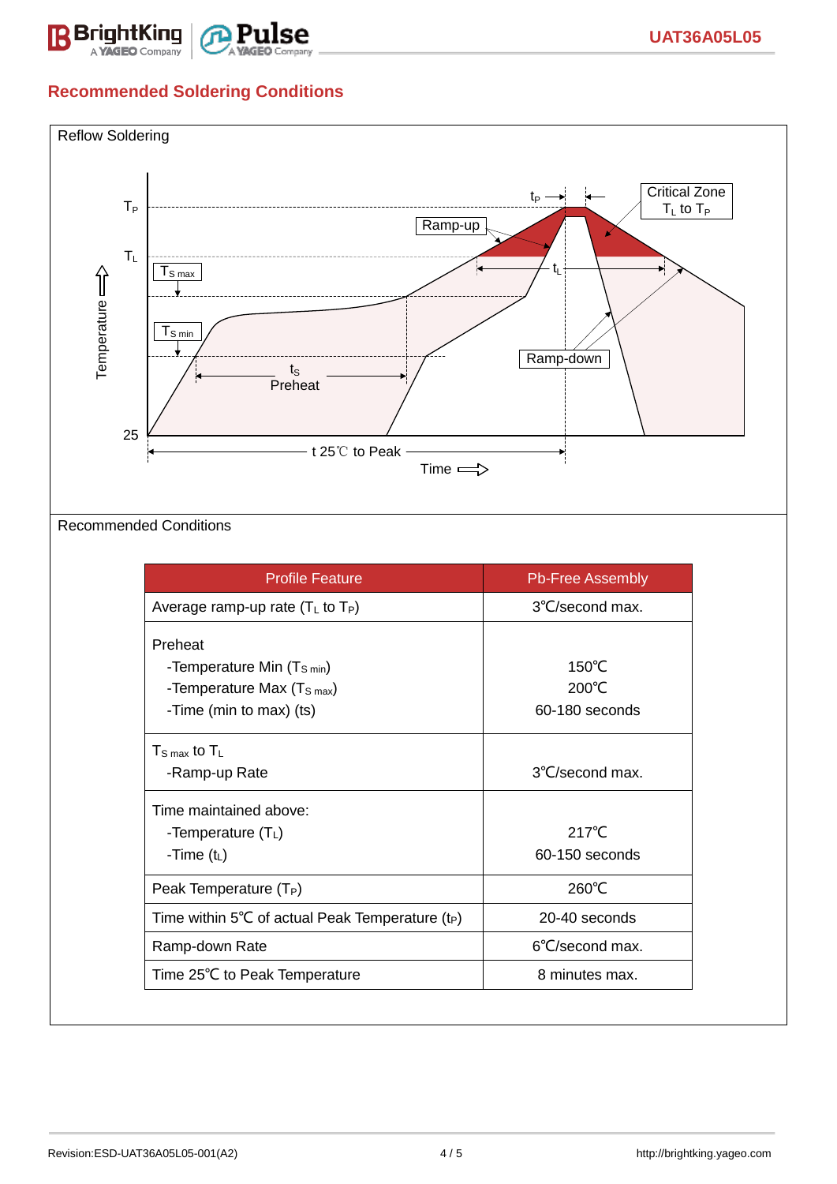## Recommended Soldering Conditions

Reflow Soldering

Recommended Conditions

| Profile Feature | Pb-Free Assembly |
|---|---|
| Average ramp-up rate ($T_L$ to $T_P$) | 3℃/second max. |
| Preheat<br>-Temperature Min ($T_{S\ min}$)<br>-Temperature Max ($T_{S\ max}$)<br>-Time (min to max) (ts) | <br>150℃<br>200℃<br>60-180 seconds |
| $T_{S\ max}$ to $T_L$<br>-Ramp-up Rate | <br>3℃/second max. |
| Time maintained above:<br>-Temperature ($T_L$)<br>-Time ($t_L$) | <br>217℃<br>60-150 seconds |
| Peak Temperature ($T_P$) | 260℃ |
| Time within 5℃ of actual Peak Temperature ($t_P$) | 20-40 seconds |
| Ramp-down Rate | 6℃/second max. |
| Time 25℃ to Peak Temperature | 8 minutes max. |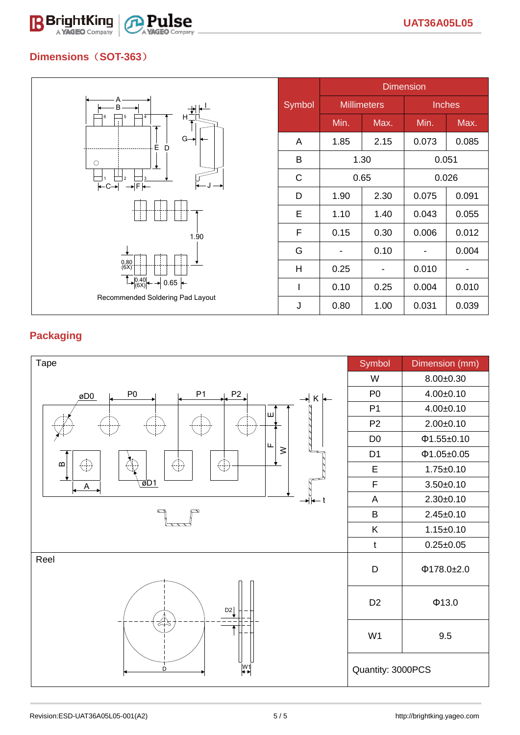## Dimensions（SOT-363）

A
B
6 5 4
1 2 3
C F
E D
H I
G
J
1.90
0.80 (6X)
0.40 (6X)
0.65

Recommended Soldering Pad Layout

| Symbol | Dimension | | | |
|---|---|---|---|---|
| | Millimeters | | Inches | |
| | Min. | Max. | Min. | Max. |
| A | 1.85 | 2.15 | 0.073 | 0.085 |
| B | 1.30 | | 0.051 | |
| C | 0.65 | | 0.026 | |
| D | 1.90 | 2.30 | 0.075 | 0.091 |
| E | 1.10 | 1.40 | 0.043 | 0.055 |
| F | 0.15 | 0.30 | 0.006 | 0.012 |
| G | - | 0.10 | - | 0.004 |
| H | 0.25 | - | 0.010 | - |
| I | 0.10 | 0.25 | 0.004 | 0.010 |
| J | 0.80 | 1.00 | 0.031 | 0.039 |

## Packaging

Tape

øD0 P0 P1 P2 K E F W B A øD1 t

| Symbol | Dimension (mm) |
|---|---|
| W | 8.00±0.30 |
| P0 | 4.00±0.10 |
| P1 | 4.00±0.10 |
| P2 | 2.00±0.10 |
| D0 | Φ1.55±0.10 |
| D1 | Φ1.05±0.05 |
| E | 1.75±0.10 |
| F | 3.50±0.10 |
| A | 2.30±0.10 |
| B | 2.45±0.10 |
| K | 1.15±0.10 |
| t | 0.25±0.05 |

Reel

D2 D W1

| Symbol | Dimension (mm) |
|---|---|
| D | Φ178.0±2.0 |
| D2 | Φ13.0 |
| W1 | 9.5 |

Quantity: 3000PCS

Revision:ESD-UAT36A05L05-001(A2)

http://brightking.yageo.com